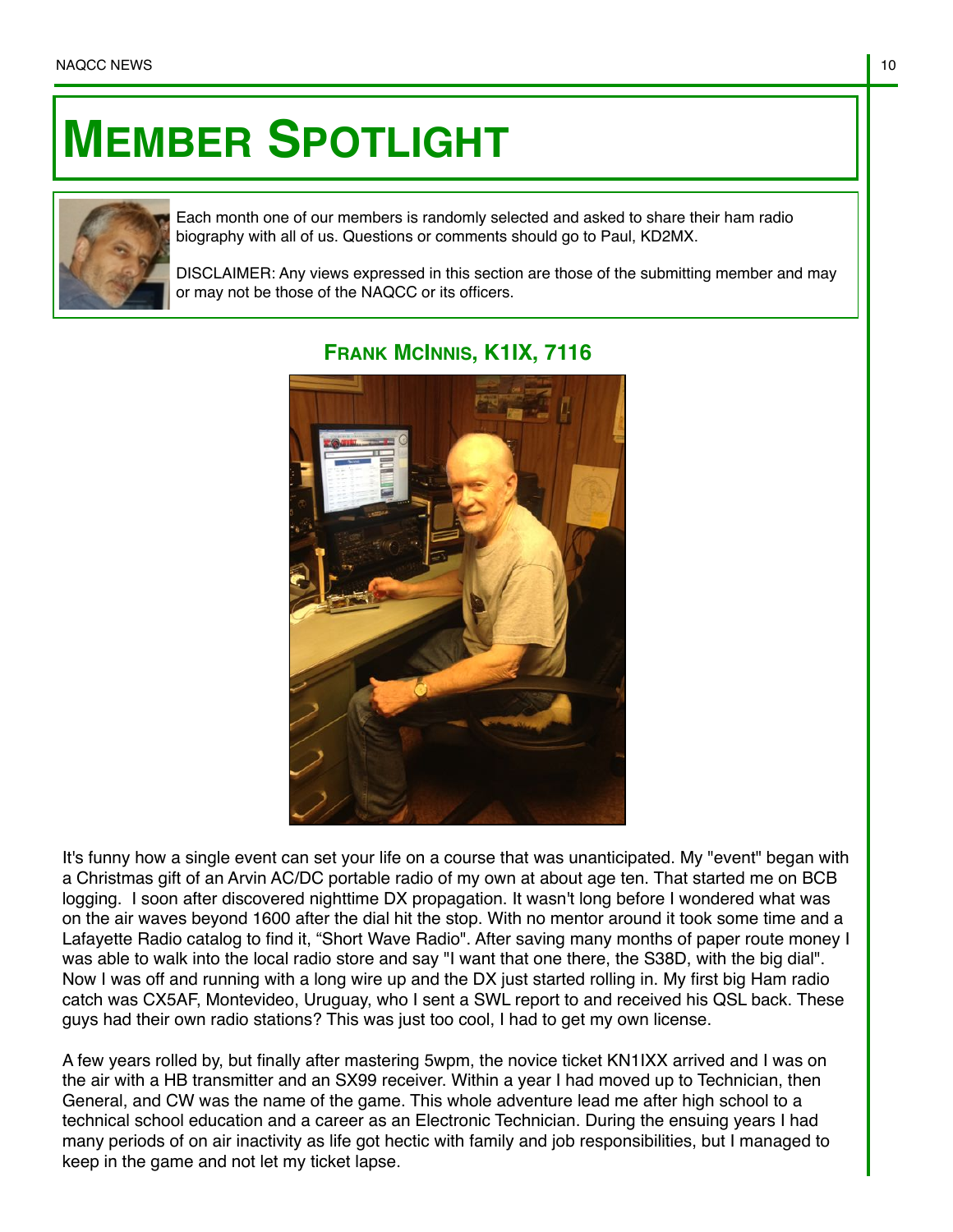# MEMBER SPOTLIGHT

Each month one of our members is randomly selected and asked to share their ham radio biography with all of us. Questions or comments should go to Paul, KD2MX.

DISCLAIMER: Any views expressed in this section are those of the submitting member and may or may not be those of the NAQCC or its officers.

## FRANK MCINNIS, K1IX, 7116

It's funny how a single event can set your life on a course that was unanticipated. My "event" began with a Christmas gift of an Arvin AC/DC portable radio of my own at about age ten. That started me on BCB logging. I soon after discovered nighttime DX propagation. It wasn't long before I wondered what was on the air waves beyond 1600 after the dial hit the stop. With no mentor around it took some time and a Lafayette Radio catalog to find it, "Short Wave Radio". After saving many months of paper route money I was able to walk into the local radio store and say "I want that one there, the S38D, with the big dial". Now I was off and running with a long wire up and the DX just started rolling in. My first big Ham radio catch was CX5AF, Montevideo, Uruguay, who I sent a SWL report to and received his QSL back. These guys had their own radio stations? This was just too cool, I had to get my own license.

A few years rolled by, but finally after mastering 5wpm, the novice ticket KN1IXX arrived and I was on the air with a HB transmitter and an SX99 receiver. Within a year I had moved up to Technician, then General, and CW was the name of the game. This whole adventure lead me after high school to a technical school education and a career as an Electronic Technician. During the ensuing years I had many periods of on air inactivity as life got hectic with family and job responsibilities, but I managed to keep in the game and not let my ticket lapse.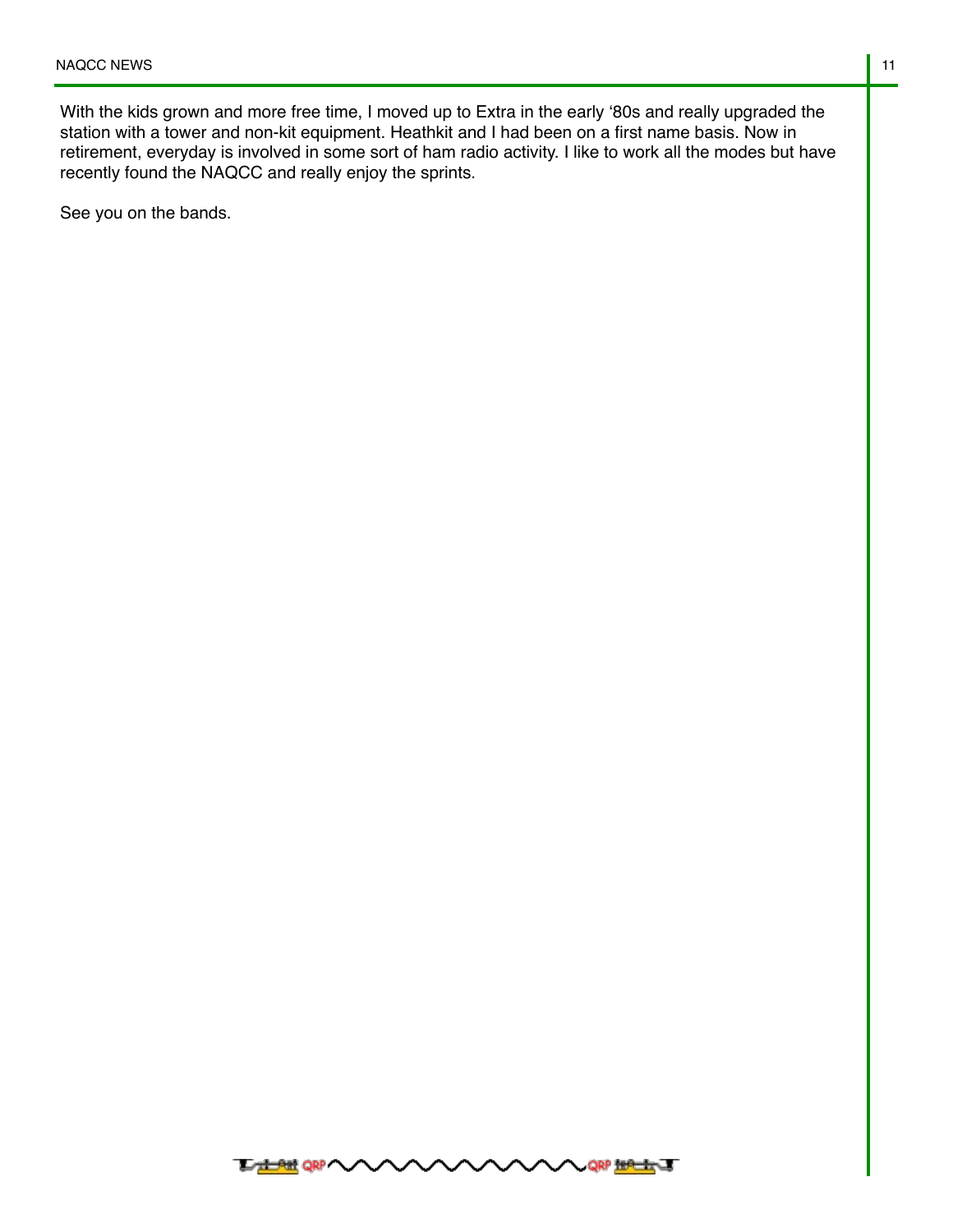With the kids grown and more free time, I moved up to Extra in the early ‘80s and really upgraded the station with a tower and non-kit equipment. Heathkit and I had been on a first name basis. Now in retirement, everyday is involved in some sort of ham radio activity. I like to work all the modes but have recently found the NAQCC and really enjoy the sprints.

See you on the bands.